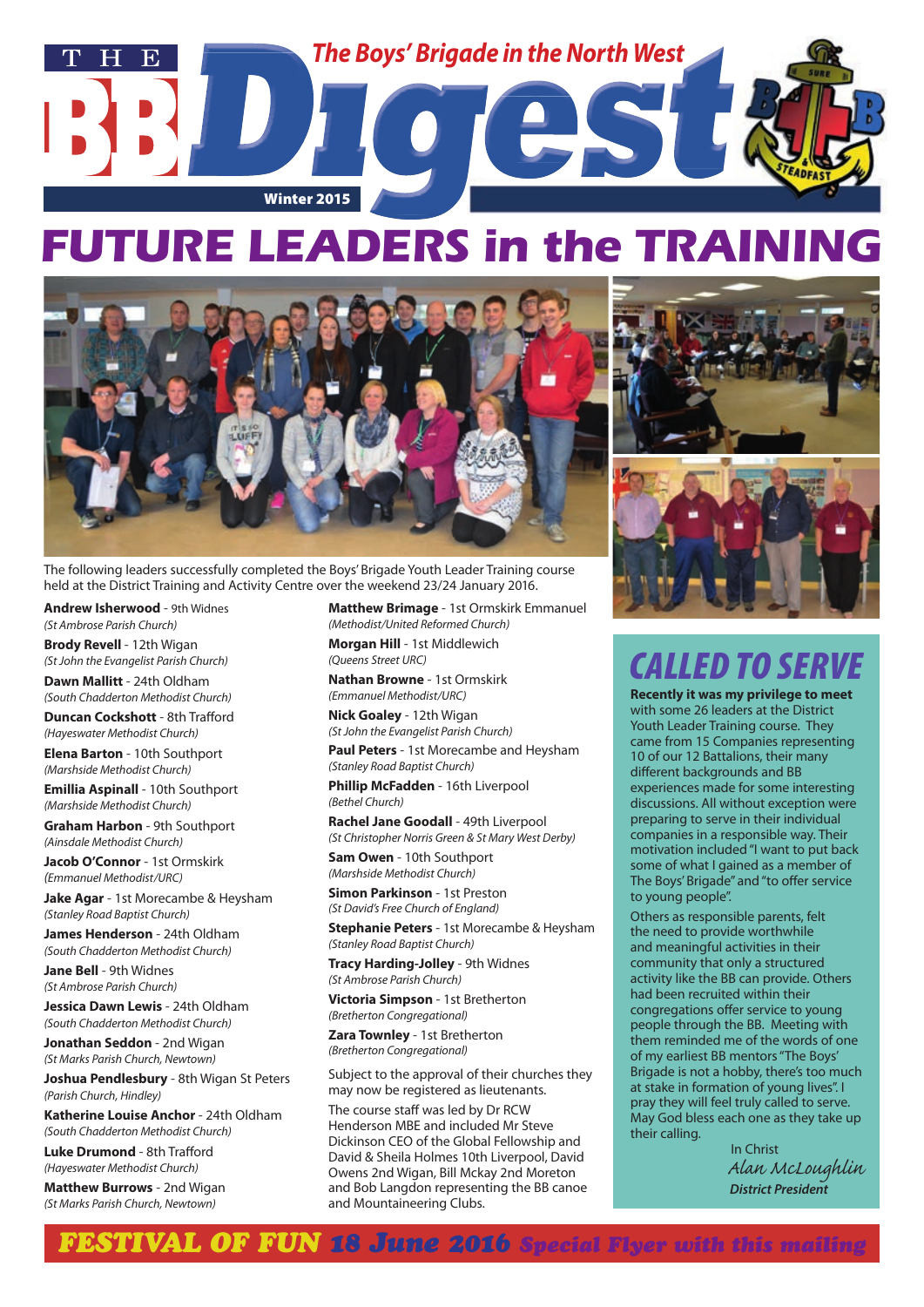# THE BB Digest

The Boys' Brigade in the North West

Winter 2015

# FUTURE LEADERS in the TRAINING

The following leaders successfully completed the Boys' Brigade Youth Leader Training course held at the District Training and Activity Centre over the weekend 23/24 January 2016.

**Andrew Isherwood** - 9th Widnes
*(St Ambrose Parish Church)*

**Brody Revell** - 12th Wigan
*(St John the Evangelist Parish Church)*

**Dawn Mallitt** - 24th Oldham
*(South Chadderton Methodist Church)*

**Duncan Cockshott** - 8th Trafford
*(Hayeswater Methodist Church)*

**Elena Barton** - 10th Southport
*(Marshside Methodist Church)*

**Emillia Aspinall** - 10th Southport
*(Marshside Methodist Church)*

**Graham Harbon** - 9th Southport
*(Ainsdale Methodist Church)*

**Jacob O'Connor** - 1st Ormskirk
*(Emmanuel Methodist/URC)*

**Jake Agar** - 1st Morecambe & Heysham
*(Stanley Road Baptist Church)*

**James Henderson** - 24th Oldham
*(South Chadderton Methodist Church)*

**Jane Bell** - 9th Widnes
*(St Ambrose Parish Church)*

**Jessica Dawn Lewis** - 24th Oldham
*(South Chadderton Methodist Church)*

**Jonathan Seddon** - 2nd Wigan
*(St Marks Parish Church, Newtown)*

**Joshua Pendlesbury** - 8th Wigan St Peters
*(Parish Church, Hindley)*

**Katherine Louise Anchor** - 24th Oldham
*(South Chadderton Methodist Church)*

**Luke Drumond** - 8th Trafford
*(Hayeswater Methodist Church)*

**Matthew Burrows** - 2nd Wigan
*(St Marks Parish Church, Newtown)*

**Matthew Brimage** - 1st Ormskirk Emmanuel
*(Methodist/United Reformed Church)*

**Morgan Hill** - 1st Middlewich
*(Queens Street URC)*

**Nathan Browne** - 1st Ormskirk
*(Emmanuel Methodist/URC)*

**Nick Goaley** - 12th Wigan
*(St John the Evangelist Parish Church)*

**Paul Peters** - 1st Morecambe and Heysham
*(Stanley Road Baptist Church)*

**Phillip McFadden** - 16th Liverpool
*(Bethel Church)*

**Rachel Jane Goodall** - 49th Liverpool
*(St Christopher Norris Green & St Mary West Derby)*

**Sam Owen** - 10th Southport
*(Marshside Methodist Church)*

**Simon Parkinson** - 1st Preston
*(St David's Free Church of England)*

**Stephanie Peters** - 1st Morecambe & Heysham
*(Stanley Road Baptist Church)*

**Tracy Harding-Jolley** - 9th Widnes
*(St Ambrose Parish Church)*

**Victoria Simpson** - 1st Bretherton
*(Bretherton Congregational)*

**Zara Townley** - 1st Bretherton
*(Bretherton Congregational)*

Subject to the approval of their churches they may now be registered as lieutenants.

The course staff was led by Dr RCW Henderson MBE and included Mr Steve Dickinson CEO of the Global Fellowship and David & Sheila Holmes 10th Liverpool, David Owens 2nd Wigan, Bill Mckay 2nd Moreton and Bob Langdon representing the BB canoe and Mountaineering Clubs.

## CALLED TO SERVE

**Recently it was my privilege to meet** with some 26 leaders at the District Youth Leader Training course. They came from 15 Companies representing 10 of our 12 Battalions, their many different backgrounds and BB experiences made for some interesting discussions. All without exception were preparing to serve in their individual companies in a responsible way. Their motivation included "I want to put back some of what I gained as a member of The Boys' Brigade" and "to offer service to young people".

Others as responsible parents, felt the need to provide worthwhile and meaningful activities in their community that only a structured activity like the BB can provide. Others had been recruited within their congregations offer service to young people through the BB. Meeting with them reminded me of the words of one of my earliest BB mentors "The Boys' Brigade is not a hobby, there's too much at stake in formation of young lives". I pray they will feel truly called to serve. May God bless each one as they take up their calling.

In Christ
*Alan McLoughlin*
***District President***

**FESTIVAL OF FUN 18 June 2016** *Special Flyer with this mailing*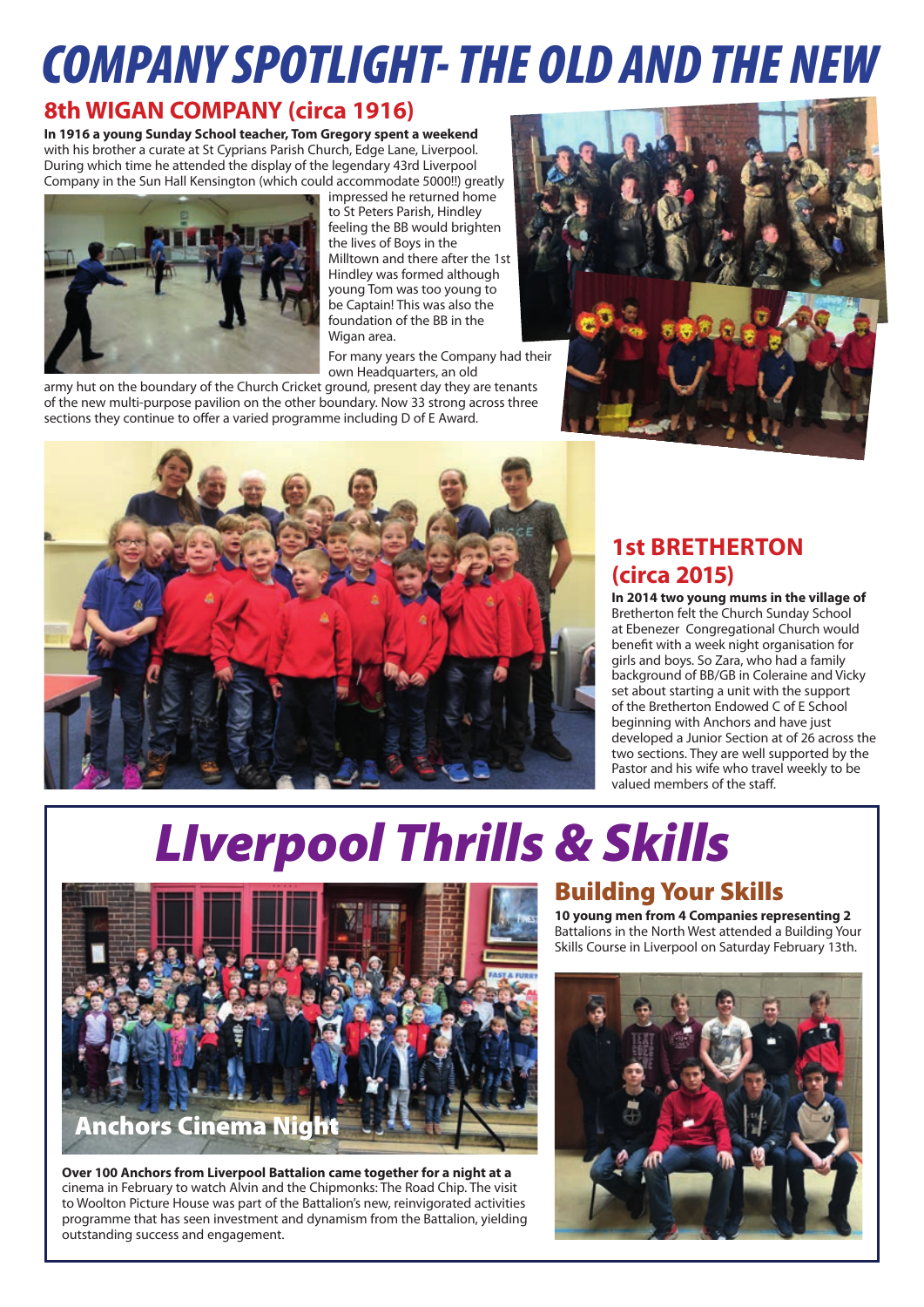# COMPANY SPOTLIGHT- THE OLD AND THE NEW

## 8th WIGAN COMPANY (circa 1916)

**In 1916 a young Sunday School teacher, Tom Gregory spent a weekend** with his brother a curate at St Cyprians Parish Church, Edge Lane, Liverpool. During which time he attended the display of the legendary 43rd Liverpool Company in the Sun Hall Kensington (which could accommodate 5000!!) greatly impressed he returned home to St Peters Parish, Hindley feeling the BB would brighten the lives of Boys in the Milltown and there after the 1st Hindley was formed although young Tom was too young to be Captain! This was also the foundation of the BB in the Wigan area.

For many years the Company had their own Headquarters, an old army hut on the boundary of the Church Cricket ground, present day they are tenants of the new multi-purpose pavilion on the other boundary. Now 33 strong across three sections they continue to offer a varied programme including D of E Award.

## 1st BRETHERTON (circa 2015)

**In 2014 two young mums in the village of** Bretherton felt the Church Sunday School at Ebenezer Congregational Church would benefit with a week night organisation for girls and boys. So Zara, who had a family background of BB/GB in Coleraine and Vicky set about starting a unit with the support of the Bretherton Endowed C of E School beginning with Anchors and have just developed a Junior Section at of 26 across the two sections. They are well supported by the Pastor and his wife who travel weekly to be valued members of the staff.

# LIverpool Thrills & Skills

## Anchors Cinema Night

**Over 100 Anchors from Liverpool Battalion came together for a night at a** cinema in February to watch Alvin and the Chipmonks: The Road Chip. The visit to Woolton Picture House was part of the Battalion's new, reinvigorated activities programme that has seen investment and dynamism from the Battalion, yielding outstanding success and engagement.

## Building Your Skills

**10 young men from 4 Companies representing 2** Battalions in the North West attended a Building Your Skills Course in Liverpool on Saturday February 13th.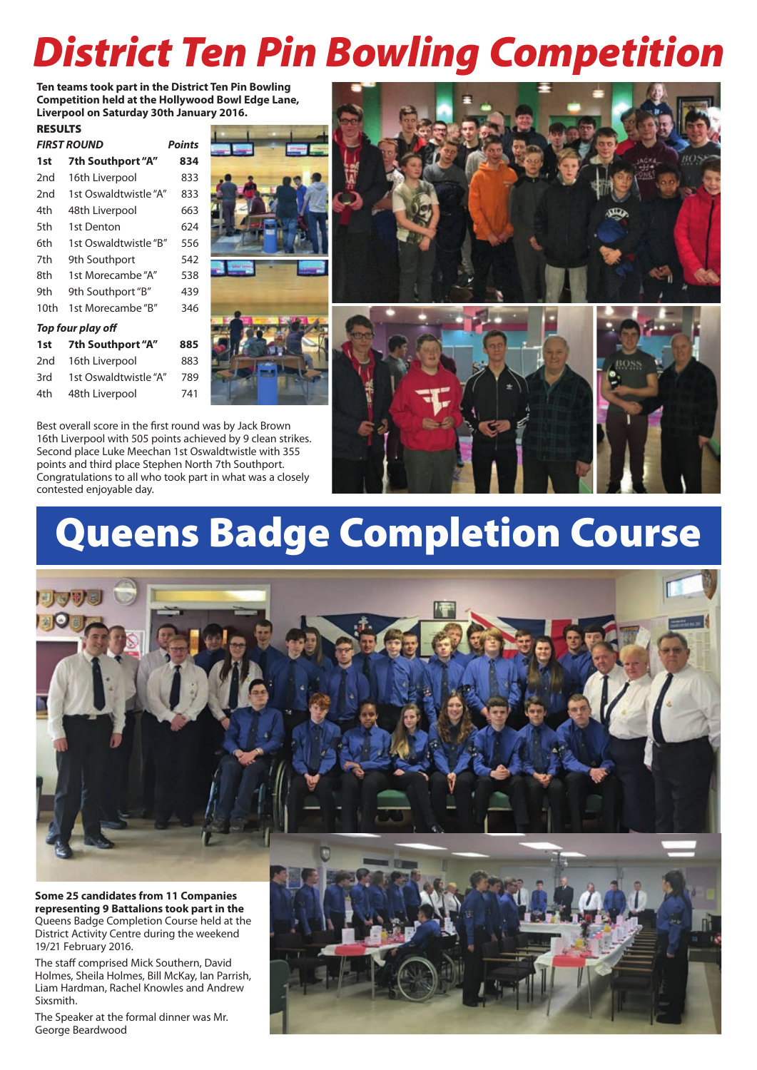# District Ten Pin Bowling Competition

**Ten teams took part in the District Ten Pin Bowling Competition held at the Hollywood Bowl Edge Lane, Liverpool on Saturday 30th January 2016.**

**RESULTS**

| | ***FIRST ROUND*** | ***Points*** |
|---|---|---|
| **1st** | **7th Southport "A"** | **834** |
| 2nd | 16th Liverpool | 833 |
| 2nd | 1st Oswaldtwistle "A" | 833 |
| 4th | 48th Liverpool | 663 |
| 5th | 1st Denton | 624 |
| 6th | 1st Oswaldtwistle "B" | 556 |
| 7th | 9th Southport | 542 |
| 8th | 1st Morecambe "A" | 538 |
| 9th | 9th Southport "B" | 439 |
| 10th | 1st Morecambe "B" | 346 |

| | ***Top four play off*** | |
|---|---|---|
| **1st** | **7th Southport "A"** | **885** |
| 2nd | 16th Liverpool | 883 |
| 3rd | 1st Oswaldtwistle "A" | 789 |
| 4th | 48th Liverpool | 741 |

Best overall score in the first round was by Jack Brown 16th Liverpool with 505 points achieved by 9 clean strikes. Second place Luke Meechan 1st Oswaldtwistle with 355 points and third place Stephen North 7th Southport. Congratulations to all who took part in what was a closely contested enjoyable day.

# Queens Badge Completion Course

**Some 25 candidates from 11 Companies representing 9 Battalions took part in the** Queens Badge Completion Course held at the District Activity Centre during the weekend 19/21 February 2016.

The staff comprised Mick Southern, David Holmes, Sheila Holmes, Bill McKay, Ian Parrish, Liam Hardman, Rachel Knowles and Andrew Sixsmith.

The Speaker at the formal dinner was Mr. George Beardwood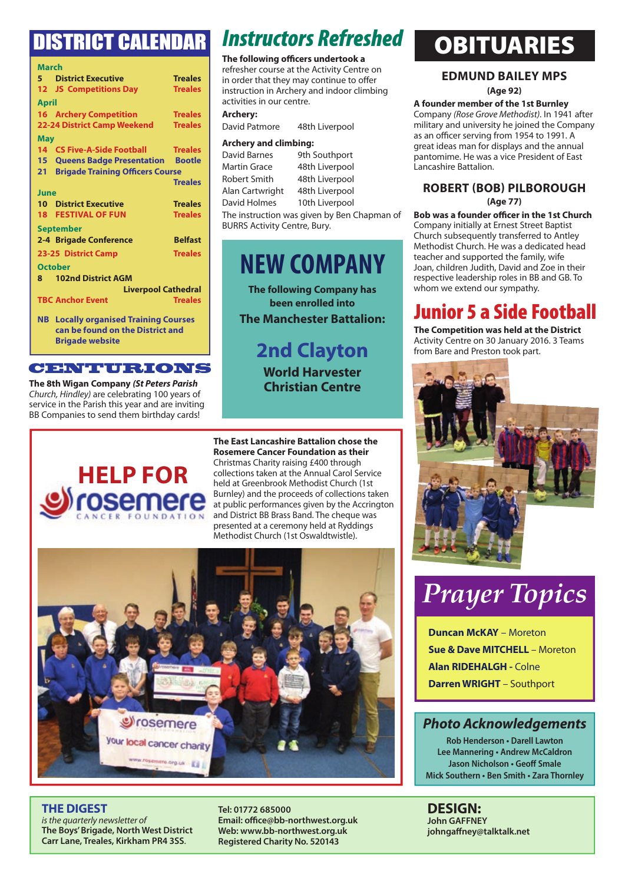# DISTRICT CALENDAR

**March**

| | | |
|---|---|---|
| 5 | District Executive | Treales |
| 12 | JS Competitions Day | Treales |

**April**

| | | |
|---|---|---|
| 16 | Archery Competition | Treales |
| 22-24 | District Camp Weekend | Treales |

**May**

| | | |
|---|---|---|
| 14 | CS Five-A-Side Football | Treales |
| 15 | Queens Badge Presentation | Bootle |
| 21 | Brigade Training Officers Course | Treales |

**June**

| | | |
|---|---|---|
| 10 | District Executive | Treales |
| 18 | FESTIVAL OF FUN | Treales |

**September**

| | | |
|---|---|---|
| 2-4 | Brigade Conference | Belfast |
| 23-25 | District Camp | Treales |

**October**

| | | |
|---|---|---|
| 8 | 102nd District AGM | Liverpool Cathedral |
| TBC | Anchor Event | Treales |

NB Locally organised Training Courses can be found on the District and Brigade website

## CENTURIONS

**The 8th Wigan Company *(St Peters Parish Church, Hindley)*** are celebrating 100 years of service in the Parish this year and are inviting BB Companies to send them birthday cards!

# Instructors Refreshed

**The following officers undertook a** refresher course at the Activity Centre on in order that they may continue to offer instruction in Archery and indoor climbing activities in our centre.

**Archery:**

| | |
|---|---|
| David Patmore | 48th Liverpool |

**Archery and climbing:**

| | |
|---|---|
| David Barnes | 9th Southport |
| Martin Grace | 48th Liverpool |
| Robert Smith | 48th Liverpool |
| Alan Cartwright | 48th Liverpool |
| David Holmes | 10th Liverpool |

The instruction was given by Ben Chapman of BURRS Activity Centre, Bury.

# NEW COMPANY

**The following Company has been enrolled into The Manchester Battalion:**

## 2nd Clayton

**World Harvester Christian Centre**

# OBITUARIES

### EDMUND BAILEY MPS

**(Age 92)**

**A founder member of the 1st Burnley** Company *(Rose Grove Methodist)*. In 1941 after military and university he joined the Company as an officer serving from 1954 to 1991. A great ideas man for displays and the annual pantomime. He was a vice President of East Lancashire Battalion.

### ROBERT (BOB) PILBOROUGH

**(Age 77)**

**Bob was a founder officer in the 1st Church** Company initially at Ernest Street Baptist Church subsequently transferred to Antley Methodist Church. He was a dedicated head teacher and supported the family, wife Joan, children Judith, David and Zoe in their respective leadership roles in BB and GB. To whom we extend our sympathy.

# HELP FOR rosemere CANCER FOUNDATION

**The East Lancashire Battalion chose the Rosemere Cancer Foundation as their** Christmas Charity raising £400 through collections taken at the Annual Carol Service held at Greenbrook Methodist Church (1st Burnley) and the proceeds of collections taken at public performances given by the Accrington and District BB Brass Band. The cheque was presented at a ceremony held at Ryddings Methodist Church (1st Oswaldtwistle).

# Junior 5 a Side Football

**The Competition was held at the District** Activity Centre on 30 January 2016. 3 Teams from Bare and Preston took part.

# Prayer Topics

**Duncan McKAY** – Moreton
**Sue & Dave MITCHELL** – Moreton
**Alan RIDEHALGH** - Colne
**Darren WRIGHT** – Southport

## Photo Acknowledgements

Rob Henderson • Darell Lawton
Lee Mannering • Andrew McCaldron
Jason Nicholson • Geoff Smale
Mick Southern • Ben Smith • Zara Thornley

**THE DIGEST**
*is the quarterly newsletter of*
**The Boys' Brigade, North West District**
**Carr Lane, Treales, Kirkham PR4 3SS.**

**Tel: 01772 685000**
**Email: office@bb-northwest.org.uk**
**Web: www.bb-northwest.org.uk**
**Registered Charity No. 520143**

**DESIGN:**
**John GAFFNEY**
**johngaffney@talktalk.net**